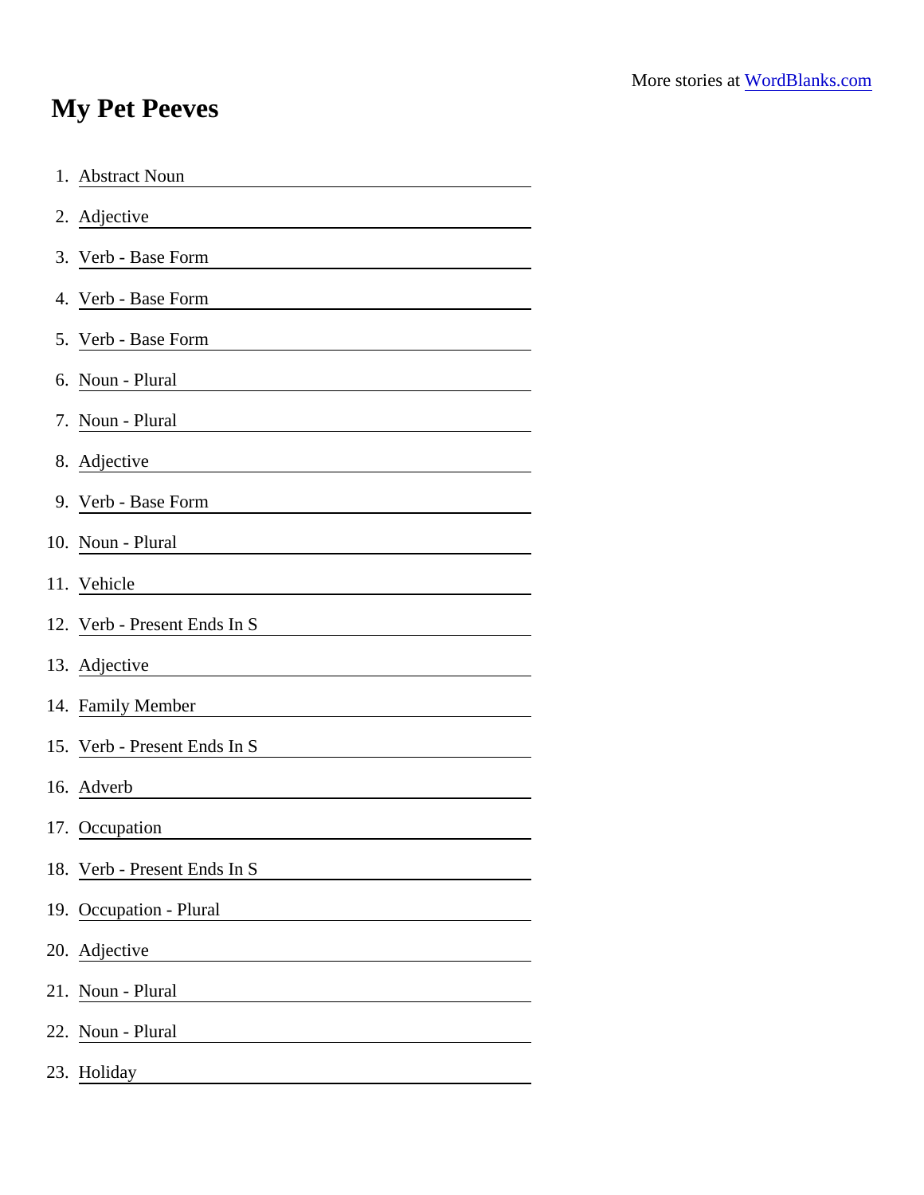More stories at WordBlanks.com

# My Pet Peeves

1. Abstract Noun \_\_\_\_\_\_\_\_\_\_\_\_\_\_\_\_\_\_\_\_
2. Adjective \_\_\_\_\_\_\_\_\_\_\_\_\_\_\_\_\_\_\_\_
3. Verb - Base Form \_\_\_\_\_\_\_\_\_\_\_\_\_\_\_\_\_\_\_\_
4. Verb - Base Form \_\_\_\_\_\_\_\_\_\_\_\_\_\_\_\_\_\_\_\_
5. Verb - Base Form \_\_\_\_\_\_\_\_\_\_\_\_\_\_\_\_\_\_\_\_
6. Noun - Plural \_\_\_\_\_\_\_\_\_\_\_\_\_\_\_\_\_\_\_\_
7. Noun - Plural \_\_\_\_\_\_\_\_\_\_\_\_\_\_\_\_\_\_\_\_
8. Adjective \_\_\_\_\_\_\_\_\_\_\_\_\_\_\_\_\_\_\_\_
9. Verb - Base Form \_\_\_\_\_\_\_\_\_\_\_\_\_\_\_\_\_\_\_\_
10. Noun - Plural \_\_\_\_\_\_\_\_\_\_\_\_\_\_\_\_\_\_\_\_
11. Vehicle \_\_\_\_\_\_\_\_\_\_\_\_\_\_\_\_\_\_\_\_
12. Verb - Present Ends In S \_\_\_\_\_\_\_\_\_\_\_\_\_\_\_\_\_\_\_\_
13. Adjective \_\_\_\_\_\_\_\_\_\_\_\_\_\_\_\_\_\_\_\_
14. Family Member \_\_\_\_\_\_\_\_\_\_\_\_\_\_\_\_\_\_\_\_
15. Verb - Present Ends In S \_\_\_\_\_\_\_\_\_\_\_\_\_\_\_\_\_\_\_\_
16. Adverb \_\_\_\_\_\_\_\_\_\_\_\_\_\_\_\_\_\_\_\_
17. Occupation \_\_\_\_\_\_\_\_\_\_\_\_\_\_\_\_\_\_\_\_
18. Verb - Present Ends In S \_\_\_\_\_\_\_\_\_\_\_\_\_\_\_\_\_\_\_\_
19. Occupation - Plural \_\_\_\_\_\_\_\_\_\_\_\_\_\_\_\_\_\_\_\_
20. Adjective \_\_\_\_\_\_\_\_\_\_\_\_\_\_\_\_\_\_\_\_
21. Noun - Plural \_\_\_\_\_\_\_\_\_\_\_\_\_\_\_\_\_\_\_\_
22. Noun - Plural \_\_\_\_\_\_\_\_\_\_\_\_\_\_\_\_\_\_\_\_
23. Holiday \_\_\_\_\_\_\_\_\_\_\_\_\_\_\_\_\_\_\_\_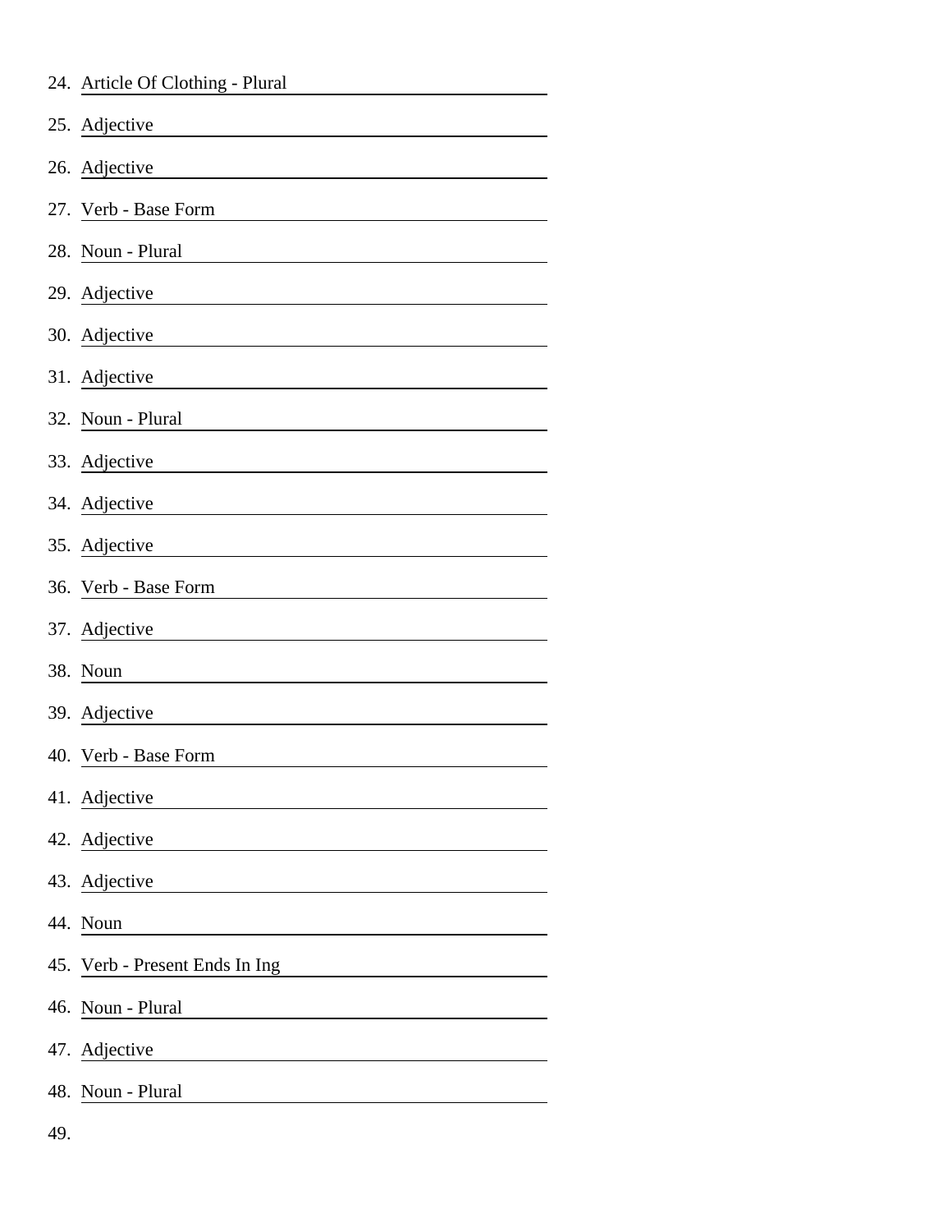24. Article Of Clothing - Plural ______________________
25. Adjective ______________________
26. Adjective ______________________
27. Verb - Base Form ______________________
28. Noun - Plural ______________________
29. Adjective ______________________
30. Adjective ______________________
31. Adjective ______________________
32. Noun - Plural ______________________
33. Adjective ______________________
34. Adjective ______________________
35. Adjective ______________________
36. Verb - Base Form ______________________
37. Adjective ______________________
38. Noun ______________________
39. Adjective ______________________
40. Verb - Base Form ______________________
41. Adjective ______________________
42. Adjective ______________________
43. Adjective ______________________
44. Noun ______________________
45. Verb - Present Ends In Ing ______________________
46. Noun - Plural ______________________
47. Adjective ______________________
48. Noun - Plural ______________________
49.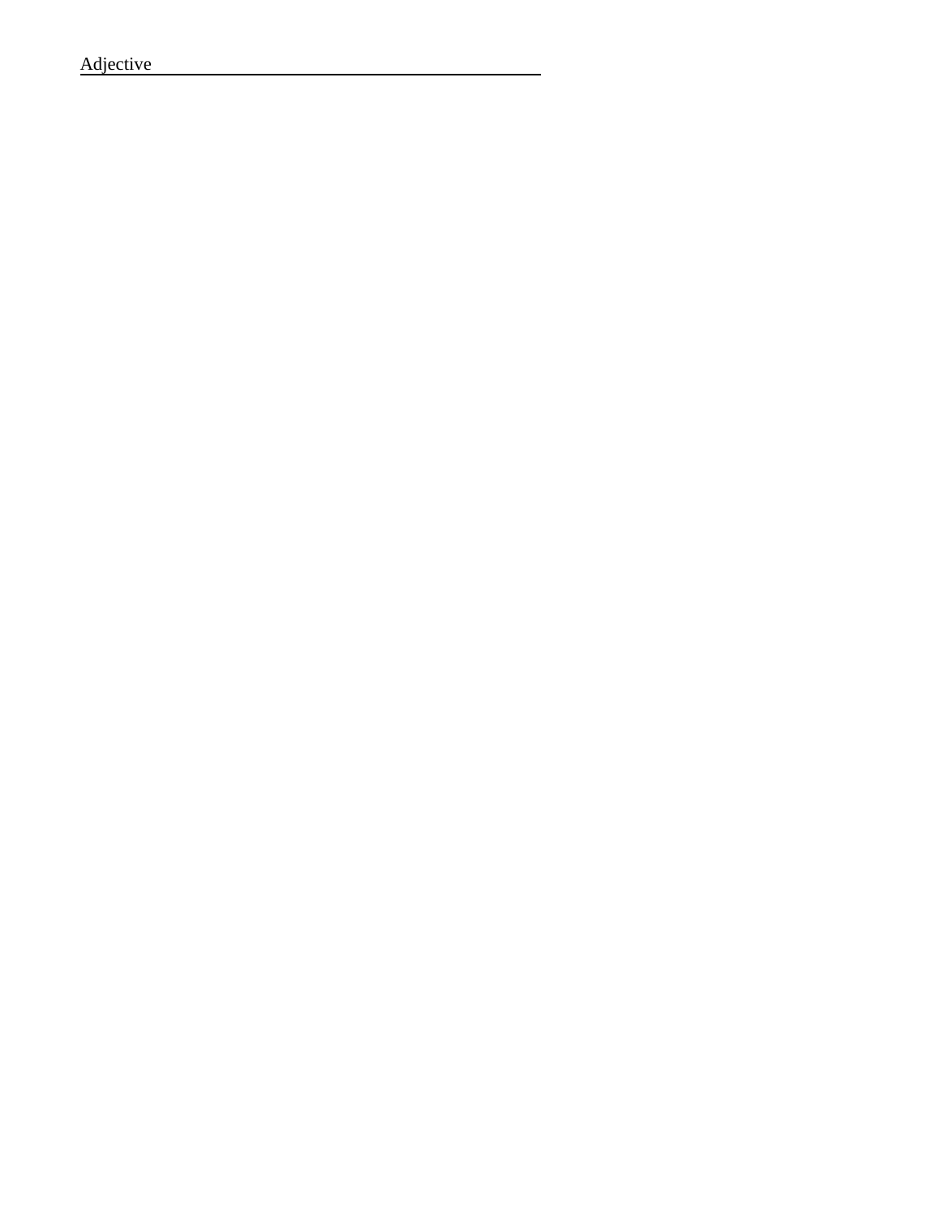Adjective ________________________________________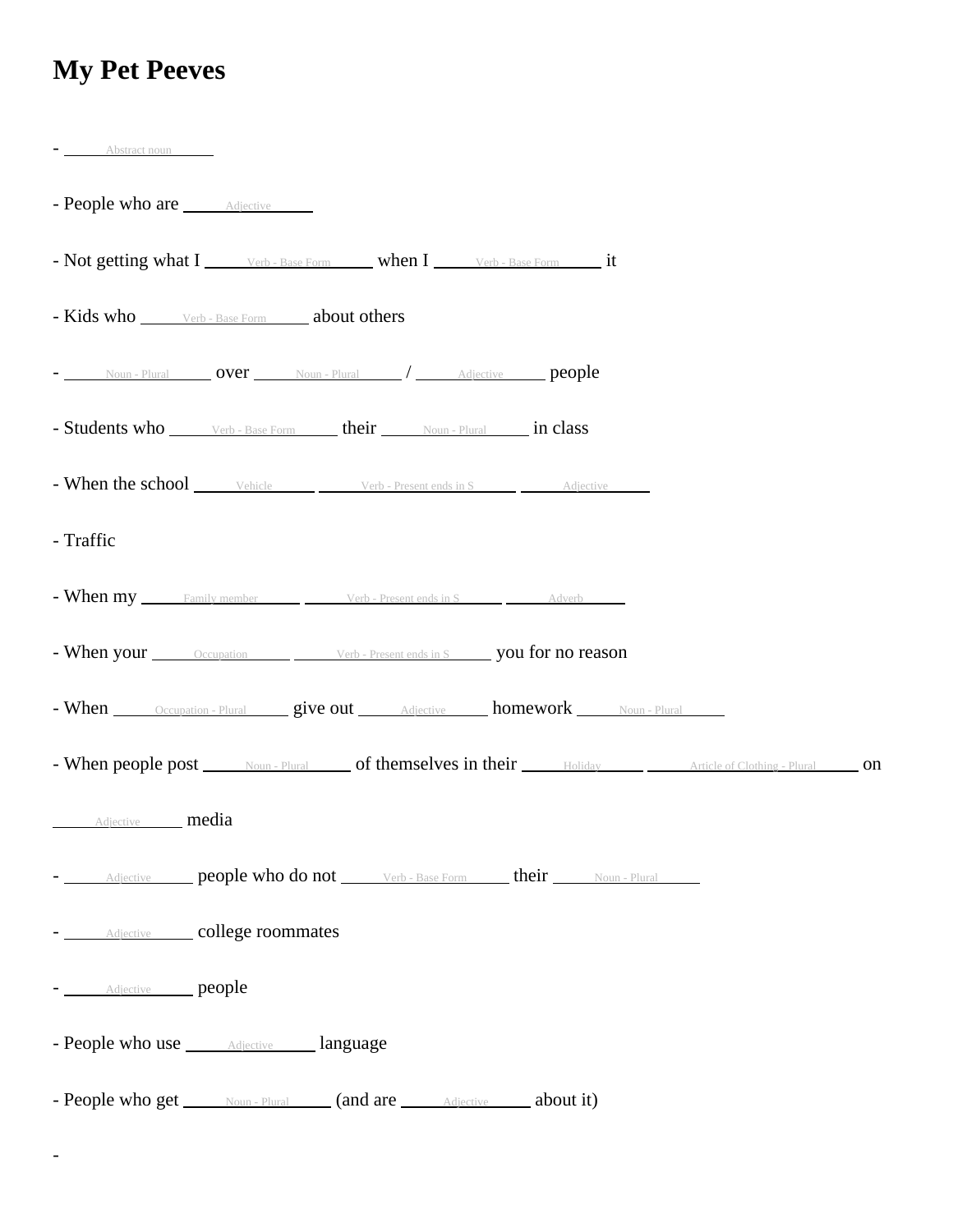# My Pet Peeves

- ______Abstract noun______

- People who are ______Adjective______

- Not getting what I ______Verb - Base Form______ when I ______Verb - Base Form______ it

- Kids who ______Verb - Base Form______ about others

- ______Noun - Plural______ over ______Noun - Plural______ / ______Adjective______ people

- Students who ______Verb - Base Form______ their ______Noun - Plural______ in class

- When the school ______Vehicle______ ______Verb - Present ends in S______ ______Adjective______

- Traffic

- When my ______Family member______ ______Verb - Present ends in S______ ______Adverb______

- When your ______Occupation______ ______Verb - Present ends in S______ you for no reason

- When ______Occupation - Plural______ give out ______Adjective______ homework ______Noun - Plural______

- When people post ______Noun - Plural______ of themselves in their ______Holiday______ ______Article of Clothing - Plural______ on ______Adjective______ media

- ______Adjective______ people who do not ______Verb - Base Form______ their ______Noun - Plural______

- ______Adjective______ college roommates

- ______Adjective______ people

- People who use ______Adjective______ language

- People who get ______Noun - Plural______ (and are ______Adjective______ about it)

-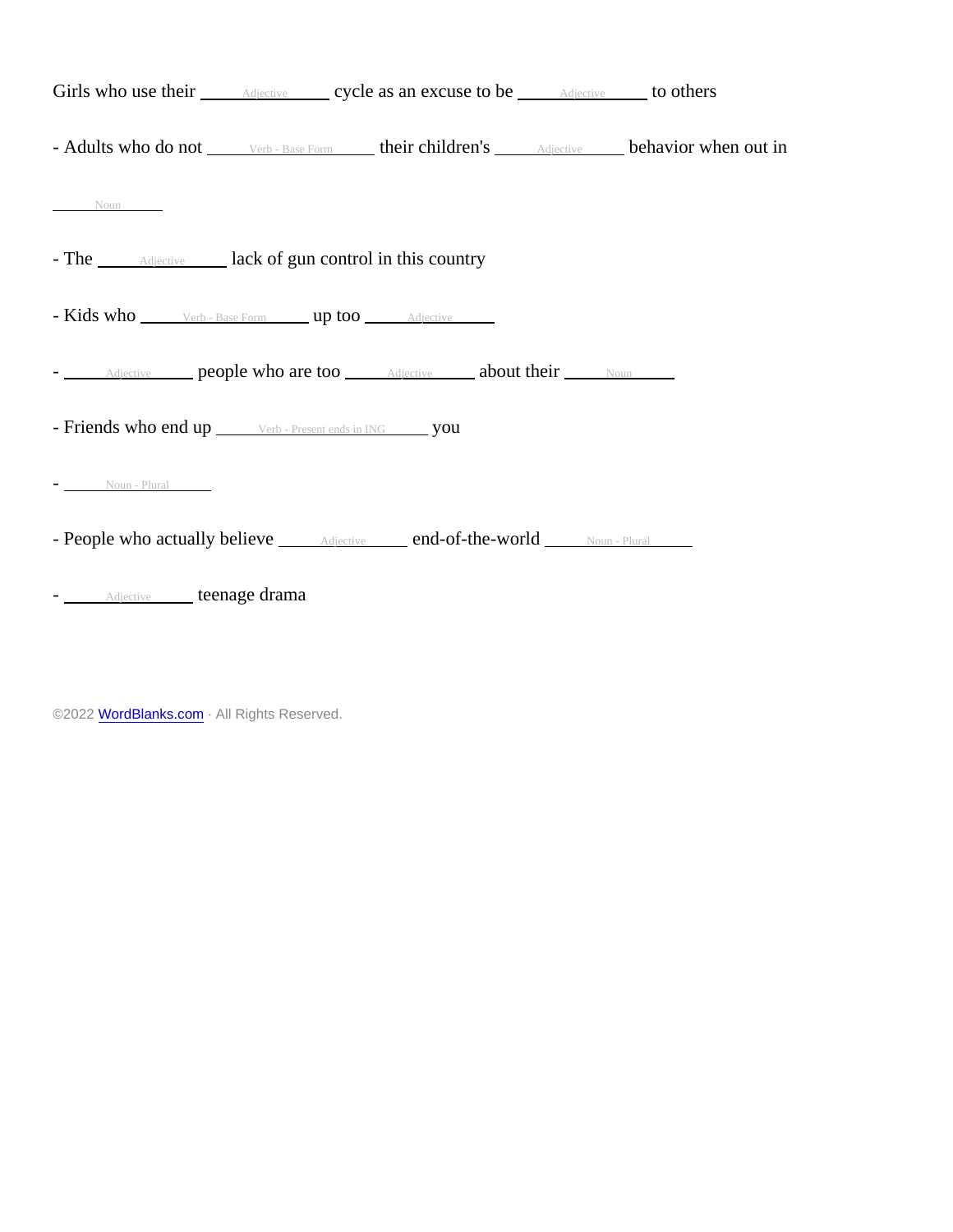Girls who use their ______Adjective______ cycle as an excuse to be ______Adjective______ to others

- Adults who do not ______Verb - Base Form______ their children's ______Adjective______ behavior when out in ______Noun______

- The ______Adjective______ lack of gun control in this country

- Kids who ______Verb - Base Form______ up too ______Adjective______

- ______Adjective______ people who are too ______Adjective______ about their ______Noun______

- Friends who end up ______Verb - Present ends in ING______ you

- ______Noun - Plural______

- People who actually believe ______Adjective______ end-of-the-world ______Noun - Plural______

- ______Adjective______ teenage drama

©2022 WordBlanks.com · All Rights Reserved.